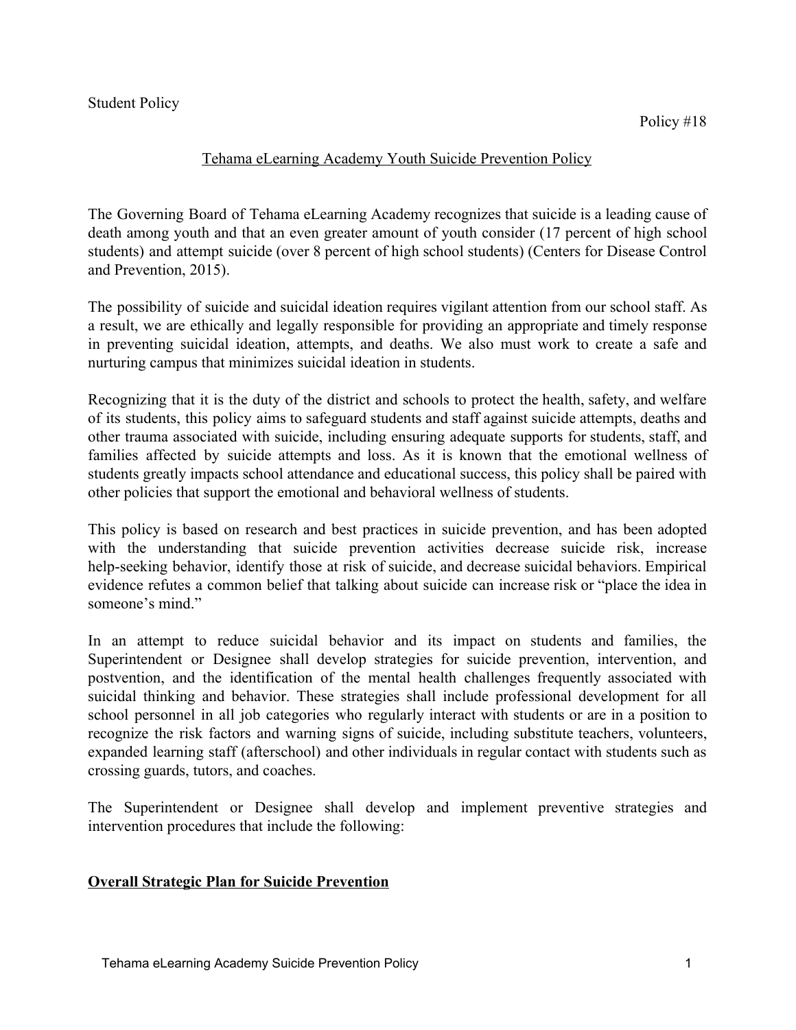Student Policy

Policy #18

# Tehama eLearning Academy Youth Suicide Prevention Policy

The Governing Board of Tehama eLearning Academy recognizes that suicide is a leading cause of death among youth and that an even greater amount of youth consider (17 percent of high school students) and attempt suicide (over 8 percent of high school students) (Centers for Disease Control and Prevention, 2015).

The possibility of suicide and suicidal ideation requires vigilant attention from our school staff. As a result, we are ethically and legally responsible for providing an appropriate and timely response in preventing suicidal ideation, attempts, and deaths. We also must work to create a safe and nurturing campus that minimizes suicidal ideation in students.

Recognizing that it is the duty of the district and schools to protect the health, safety, and welfare of its students, this policy aims to safeguard students and staff against suicide attempts, deaths and other trauma associated with suicide, including ensuring adequate supports for students, staff, and families affected by suicide attempts and loss. As it is known that the emotional wellness of students greatly impacts school attendance and educational success, this policy shall be paired with other policies that support the emotional and behavioral wellness of students.

This policy is based on research and best practices in suicide prevention, and has been adopted with the understanding that suicide prevention activities decrease suicide risk, increase help-seeking behavior, identify those at risk of suicide, and decrease suicidal behaviors. Empirical evidence refutes a common belief that talking about suicide can increase risk or "place the idea in someone's mind."

In an attempt to reduce suicidal behavior and its impact on students and families, the Superintendent or Designee shall develop strategies for suicide prevention, intervention, and postvention, and the identification of the mental health challenges frequently associated with suicidal thinking and behavior. These strategies shall include professional development for all school personnel in all job categories who regularly interact with students or are in a position to recognize the risk factors and warning signs of suicide, including substitute teachers, volunteers, expanded learning staff (afterschool) and other individuals in regular contact with students such as crossing guards, tutors, and coaches.

The Superintendent or Designee shall develop and implement preventive strategies and intervention procedures that include the following:

## Overall Strategic Plan for Suicide Prevention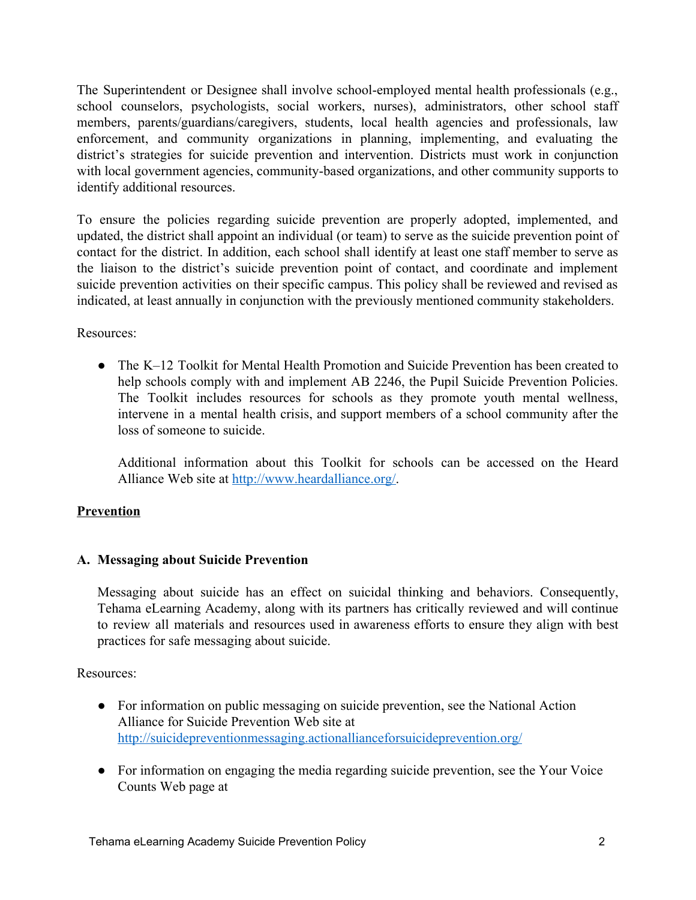The Superintendent or Designee shall involve school-employed mental health professionals (e.g., school counselors, psychologists, social workers, nurses), administrators, other school staff members, parents/guardians/caregivers, students, local health agencies and professionals, law enforcement, and community organizations in planning, implementing, and evaluating the district's strategies for suicide prevention and intervention. Districts must work in conjunction with local government agencies, community-based organizations, and other community supports to identify additional resources.

To ensure the policies regarding suicide prevention are properly adopted, implemented, and updated, the district shall appoint an individual (or team) to serve as the suicide prevention point of contact for the district. In addition, each school shall identify at least one staff member to serve as the liaison to the district's suicide prevention point of contact, and coordinate and implement suicide prevention activities on their specific campus. This policy shall be reviewed and revised as indicated, at least annually in conjunction with the previously mentioned community stakeholders.

Resources:

- The K–12 Toolkit for Mental Health Promotion and Suicide Prevention has been created to help schools comply with and implement AB 2246, the Pupil Suicide Prevention Policies. The Toolkit includes resources for schools as they promote youth mental wellness, intervene in a mental health crisis, and support members of a school community after the loss of someone to suicide.

  Additional information about this Toolkit for schools can be accessed on the Heard Alliance Web site at [http://www.heardalliance.org/](http://www.heardalliance.org/).

## Prevention

### A. Messaging about Suicide Prevention

Messaging about suicide has an effect on suicidal thinking and behaviors. Consequently, Tehama eLearning Academy, along with its partners has critically reviewed and will continue to review all materials and resources used in awareness efforts to ensure they align with best practices for safe messaging about suicide.

Resources:

- For information on public messaging on suicide prevention, see the National Action Alliance for Suicide Prevention Web site at [http://suicidepreventionmessaging.actionallianceforsuicideprevention.org/](http://suicidepreventionmessaging.actionallianceforsuicideprevention.org/)

- For information on engaging the media regarding suicide prevention, see the Your Voice Counts Web page at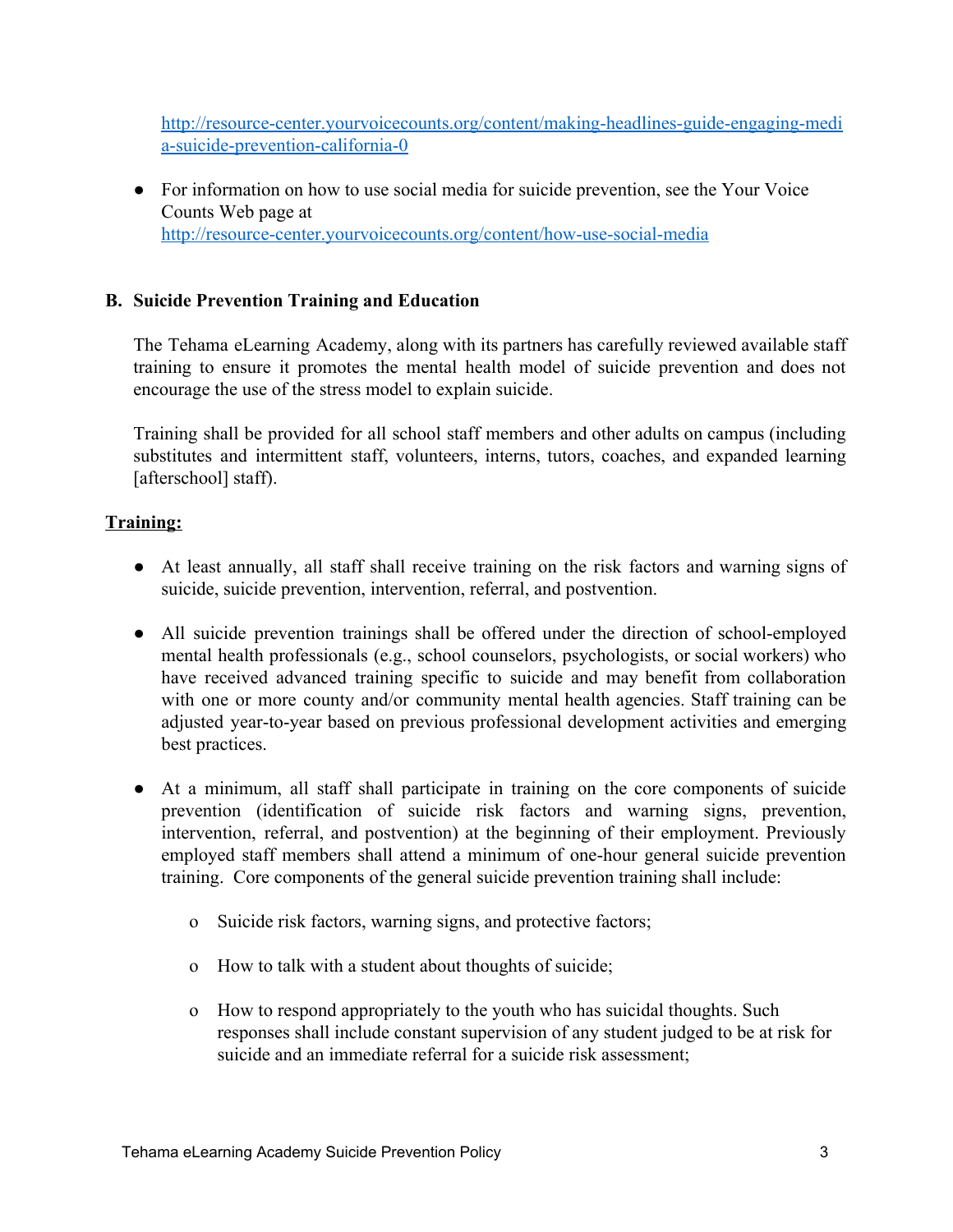http://resource-center.yourvoicecounts.org/content/making-headlines-guide-engaging-media-suicide-prevention-california-0

- For information on how to use social media for suicide prevention, see the Your Voice Counts Web page at http://resource-center.yourvoicecounts.org/content/how-use-social-media

### B. Suicide Prevention Training and Education

The Tehama eLearning Academy, along with its partners has carefully reviewed available staff training to ensure it promotes the mental health model of suicide prevention and does not encourage the use of the stress model to explain suicide.

Training shall be provided for all school staff members and other adults on campus (including substitutes and intermittent staff, volunteers, interns, tutors, coaches, and expanded learning [afterschool] staff).

**Training:**

- At least annually, all staff shall receive training on the risk factors and warning signs of suicide, suicide prevention, intervention, referral, and postvention.

- All suicide prevention trainings shall be offered under the direction of school-employed mental health professionals (e.g., school counselors, psychologists, or social workers) who have received advanced training specific to suicide and may benefit from collaboration with one or more county and/or community mental health agencies. Staff training can be adjusted year-to-year based on previous professional development activities and emerging best practices.

- At a minimum, all staff shall participate in training on the core components of suicide prevention (identification of suicide risk factors and warning signs, prevention, intervention, referral, and postvention) at the beginning of their employment. Previously employed staff members shall attend a minimum of one-hour general suicide prevention training. Core components of the general suicide prevention training shall include:

  - Suicide risk factors, warning signs, and protective factors;

  - How to talk with a student about thoughts of suicide;

  - How to respond appropriately to the youth who has suicidal thoughts. Such responses shall include constant supervision of any student judged to be at risk for suicide and an immediate referral for a suicide risk assessment;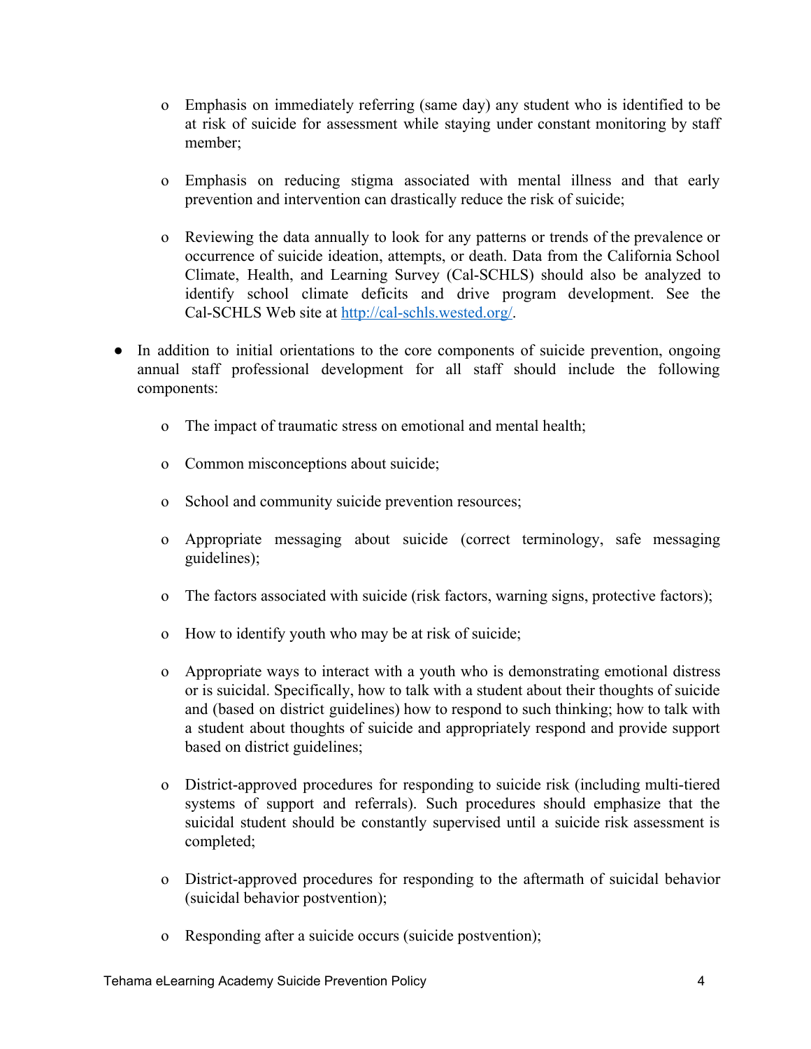- Emphasis on immediately referring (same day) any student who is identified to be at risk of suicide for assessment while staying under constant monitoring by staff member;

  - Emphasis on reducing stigma associated with mental illness and that early prevention and intervention can drastically reduce the risk of suicide;

  - Reviewing the data annually to look for any patterns or trends of the prevalence or occurrence of suicide ideation, attempts, or death. Data from the California School Climate, Health, and Learning Survey (Cal-SCHLS) should also be analyzed to identify school climate deficits and drive program development. See the Cal-SCHLS Web site at [http://cal-schls.wested.org/](http://cal-schls.wested.org/).

- In addition to initial orientations to the core components of suicide prevention, ongoing annual staff professional development for all staff should include the following components:

  - The impact of traumatic stress on emotional and mental health;

  - Common misconceptions about suicide;

  - School and community suicide prevention resources;

  - Appropriate messaging about suicide (correct terminology, safe messaging guidelines);

  - The factors associated with suicide (risk factors, warning signs, protective factors);

  - How to identify youth who may be at risk of suicide;

  - Appropriate ways to interact with a youth who is demonstrating emotional distress or is suicidal. Specifically, how to talk with a student about their thoughts of suicide and (based on district guidelines) how to respond to such thinking; how to talk with a student about thoughts of suicide and appropriately respond and provide support based on district guidelines;

  - District-approved procedures for responding to suicide risk (including multi-tiered systems of support and referrals). Such procedures should emphasize that the suicidal student should be constantly supervised until a suicide risk assessment is completed;

  - District-approved procedures for responding to the aftermath of suicidal behavior (suicidal behavior postvention);

  - Responding after a suicide occurs (suicide postvention);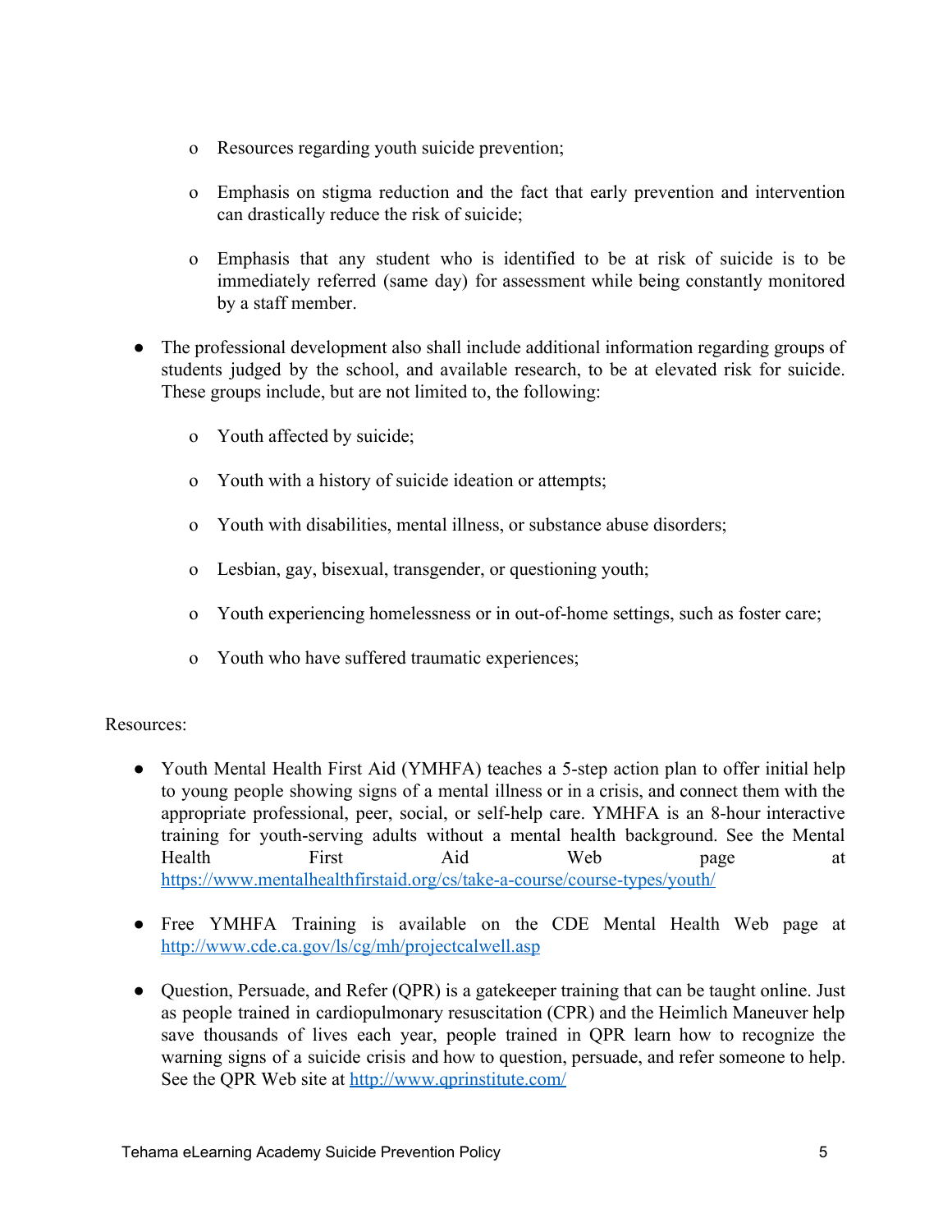- Resources regarding youth suicide prevention;
    - Emphasis on stigma reduction and the fact that early prevention and intervention can drastically reduce the risk of suicide;
    - Emphasis that any student who is identified to be at risk of suicide is to be immediately referred (same day) for assessment while being constantly monitored by a staff member.

- The professional development also shall include additional information regarding groups of students judged by the school, and available research, to be at elevated risk for suicide. These groups include, but are not limited to, the following:
    - Youth affected by suicide;
    - Youth with a history of suicide ideation or attempts;
    - Youth with disabilities, mental illness, or substance abuse disorders;
    - Lesbian, gay, bisexual, transgender, or questioning youth;
    - Youth experiencing homelessness or in out-of-home settings, such as foster care;
    - Youth who have suffered traumatic experiences;

Resources:

- Youth Mental Health First Aid (YMHFA) teaches a 5-step action plan to offer initial help to young people showing signs of a mental illness or in a crisis, and connect them with the appropriate professional, peer, social, or self-help care. YMHFA is an 8-hour interactive training for youth-serving adults without a mental health background. See the Mental Health First Aid Web page at https://www.mentalhealthfirstaid.org/cs/take-a-course/course-types/youth/

- Free YMHFA Training is available on the CDE Mental Health Web page at http://www.cde.ca.gov/ls/cg/mh/projectcalwell.asp

- Question, Persuade, and Refer (QPR) is a gatekeeper training that can be taught online. Just as people trained in cardiopulmonary resuscitation (CPR) and the Heimlich Maneuver help save thousands of lives each year, people trained in QPR learn how to recognize the warning signs of a suicide crisis and how to question, persuade, and refer someone to help. See the QPR Web site at http://www.qprinstitute.com/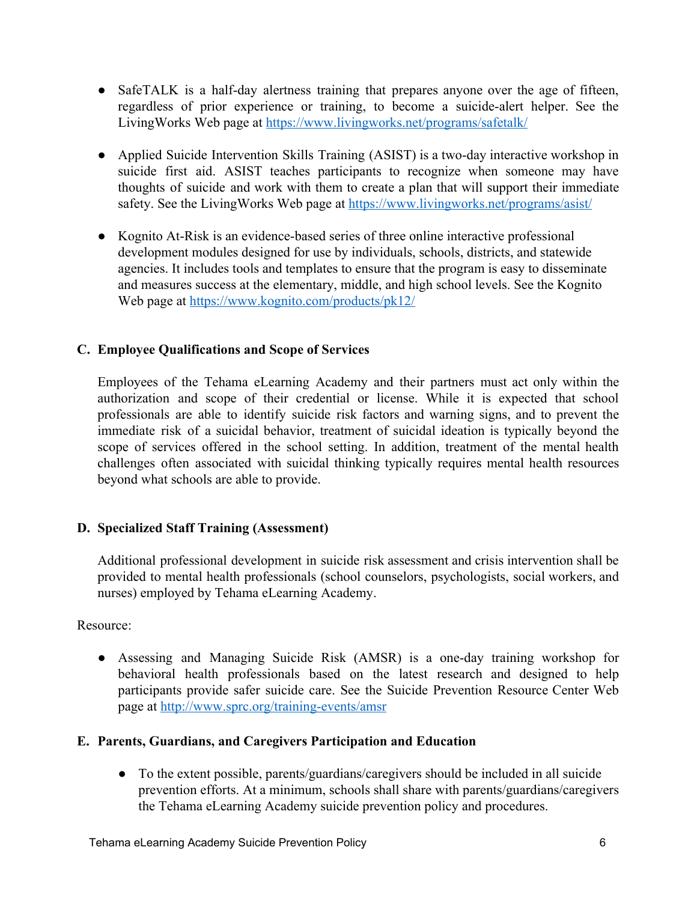- SafeTALK is a half-day alertness training that prepares anyone over the age of fifteen, regardless of prior experience or training, to become a suicide-alert helper. See the LivingWorks Web page at https://www.livingworks.net/programs/safetalk/

- Applied Suicide Intervention Skills Training (ASIST) is a two-day interactive workshop in suicide first aid. ASIST teaches participants to recognize when someone may have thoughts of suicide and work with them to create a plan that will support their immediate safety. See the LivingWorks Web page at https://www.livingworks.net/programs/asist/

- Kognito At-Risk is an evidence-based series of three online interactive professional development modules designed for use by individuals, schools, districts, and statewide agencies. It includes tools and templates to ensure that the program is easy to disseminate and measures success at the elementary, middle, and high school levels. See the Kognito Web page at https://www.kognito.com/products/pk12/

### C. Employee Qualifications and Scope of Services

Employees of the Tehama eLearning Academy and their partners must act only within the authorization and scope of their credential or license. While it is expected that school professionals are able to identify suicide risk factors and warning signs, and to prevent the immediate risk of a suicidal behavior, treatment of suicidal ideation is typically beyond the scope of services offered in the school setting. In addition, treatment of the mental health challenges often associated with suicidal thinking typically requires mental health resources beyond what schools are able to provide.

### D. Specialized Staff Training (Assessment)

Additional professional development in suicide risk assessment and crisis intervention shall be provided to mental health professionals (school counselors, psychologists, social workers, and nurses) employed by Tehama eLearning Academy.

Resource:

- Assessing and Managing Suicide Risk (AMSR) is a one-day training workshop for behavioral health professionals based on the latest research and designed to help participants provide safer suicide care. See the Suicide Prevention Resource Center Web page at http://www.sprc.org/training-events/amsr

### E. Parents, Guardians, and Caregivers Participation and Education

- To the extent possible, parents/guardians/caregivers should be included in all suicide prevention efforts. At a minimum, schools shall share with parents/guardians/caregivers the Tehama eLearning Academy suicide prevention policy and procedures.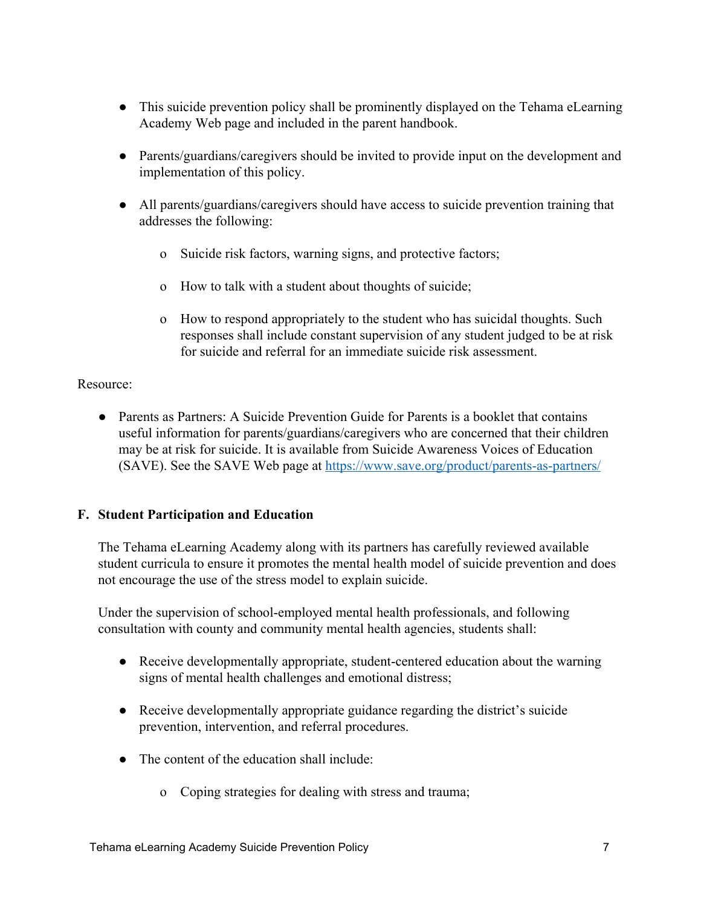- This suicide prevention policy shall be prominently displayed on the Tehama eLearning Academy Web page and included in the parent handbook.

- Parents/guardians/caregivers should be invited to provide input on the development and implementation of this policy.

- All parents/guardians/caregivers should have access to suicide prevention training that addresses the following:

  - Suicide risk factors, warning signs, and protective factors;

  - How to talk with a student about thoughts of suicide;

  - How to respond appropriately to the student who has suicidal thoughts. Such responses shall include constant supervision of any student judged to be at risk for suicide and referral for an immediate suicide risk assessment.

Resource:

- Parents as Partners: A Suicide Prevention Guide for Parents is a booklet that contains useful information for parents/guardians/caregivers who are concerned that their children may be at risk for suicide. It is available from Suicide Awareness Voices of Education (SAVE). See the SAVE Web page at [https://www.save.org/product/parents-as-partners/](https://www.save.org/product/parents-as-partners/)

## F. Student Participation and Education

The Tehama eLearning Academy along with its partners has carefully reviewed available student curricula to ensure it promotes the mental health model of suicide prevention and does not encourage the use of the stress model to explain suicide.

Under the supervision of school-employed mental health professionals, and following consultation with county and community mental health agencies, students shall:

- Receive developmentally appropriate, student-centered education about the warning signs of mental health challenges and emotional distress;

- Receive developmentally appropriate guidance regarding the district's suicide prevention, intervention, and referral procedures.

- The content of the education shall include:

  - Coping strategies for dealing with stress and trauma;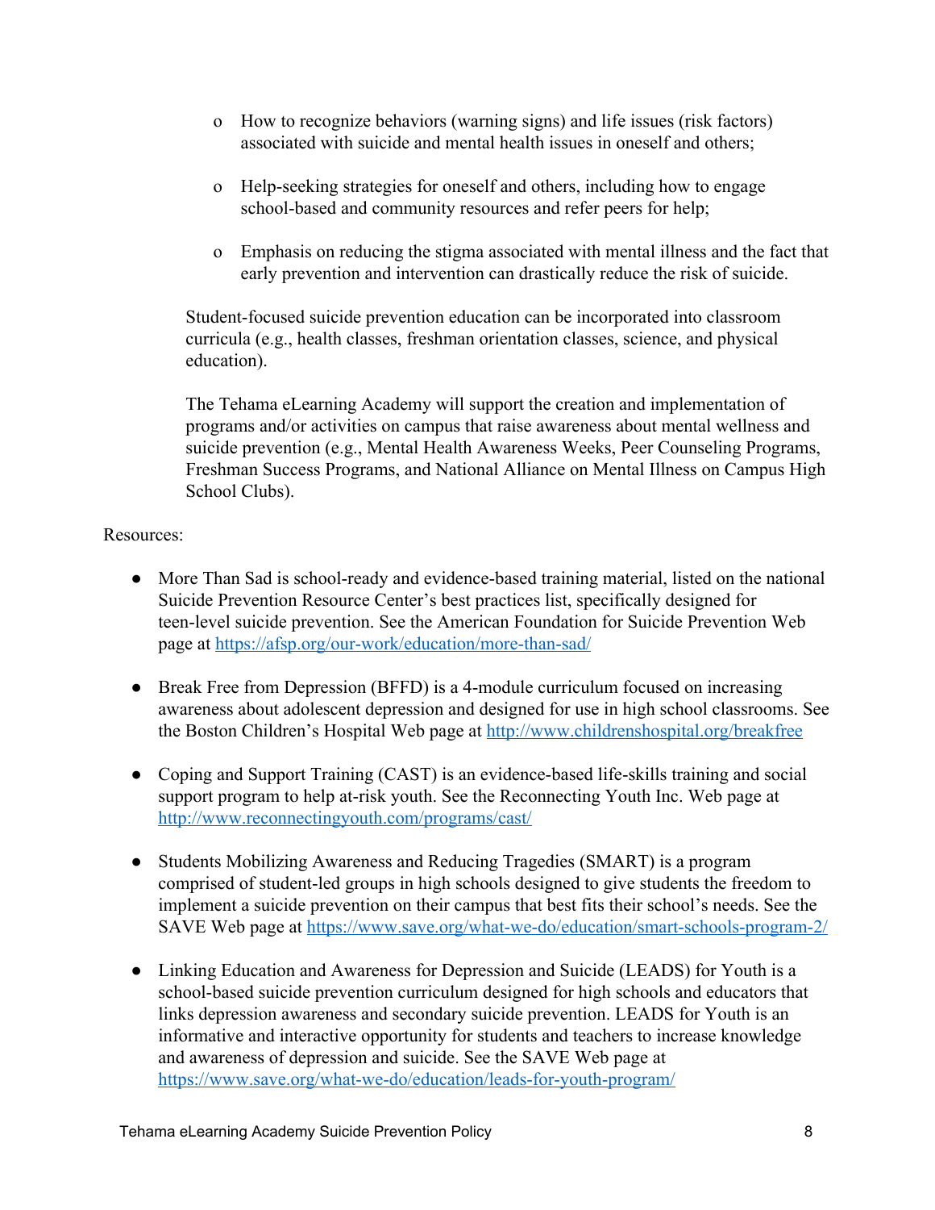- How to recognize behaviors (warning signs) and life issues (risk factors) associated with suicide and mental health issues in oneself and others;
- Help-seeking strategies for oneself and others, including how to engage school-based and community resources and refer peers for help;
- Emphasis on reducing the stigma associated with mental illness and the fact that early prevention and intervention can drastically reduce the risk of suicide.

Student-focused suicide prevention education can be incorporated into classroom curricula (e.g., health classes, freshman orientation classes, science, and physical education).

The Tehama eLearning Academy will support the creation and implementation of programs and/or activities on campus that raise awareness about mental wellness and suicide prevention (e.g., Mental Health Awareness Weeks, Peer Counseling Programs, Freshman Success Programs, and National Alliance on Mental Illness on Campus High School Clubs).

Resources:

- More Than Sad is school-ready and evidence-based training material, listed on the national Suicide Prevention Resource Center's best practices list, specifically designed for teen-level suicide prevention. See the American Foundation for Suicide Prevention Web page at https://afsp.org/our-work/education/more-than-sad/
- Break Free from Depression (BFFD) is a 4-module curriculum focused on increasing awareness about adolescent depression and designed for use in high school classrooms. See the Boston Children's Hospital Web page at http://www.childrenshospital.org/breakfree
- Coping and Support Training (CAST) is an evidence-based life-skills training and social support program to help at-risk youth. See the Reconnecting Youth Inc. Web page at http://www.reconnectingyouth.com/programs/cast/
- Students Mobilizing Awareness and Reducing Tragedies (SMART) is a program comprised of student-led groups in high schools designed to give students the freedom to implement a suicide prevention on their campus that best fits their school's needs. See the SAVE Web page at https://www.save.org/what-we-do/education/smart-schools-program-2/
- Linking Education and Awareness for Depression and Suicide (LEADS) for Youth is a school-based suicide prevention curriculum designed for high schools and educators that links depression awareness and secondary suicide prevention. LEADS for Youth is an informative and interactive opportunity for students and teachers to increase knowledge and awareness of depression and suicide. See the SAVE Web page at https://www.save.org/what-we-do/education/leads-for-youth-program/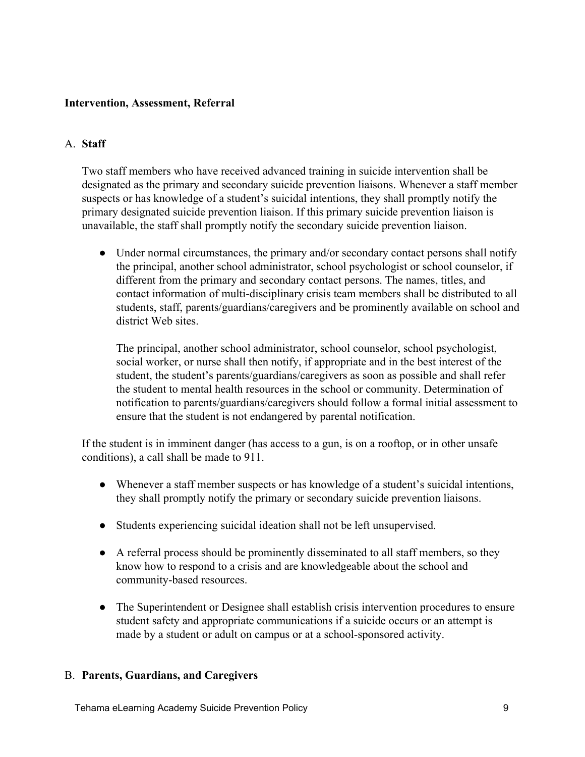**Intervention, Assessment, Referral**

A. **Staff**

Two staff members who have received advanced training in suicide intervention shall be designated as the primary and secondary suicide prevention liaisons. Whenever a staff member suspects or has knowledge of a student's suicidal intentions, they shall promptly notify the primary designated suicide prevention liaison. If this primary suicide prevention liaison is unavailable, the staff shall promptly notify the secondary suicide prevention liaison.

- Under normal circumstances, the primary and/or secondary contact persons shall notify the principal, another school administrator, school psychologist or school counselor, if different from the primary and secondary contact persons. The names, titles, and contact information of multi-disciplinary crisis team members shall be distributed to all students, staff, parents/guardians/caregivers and be prominently available on school and district Web sites.

  The principal, another school administrator, school counselor, school psychologist, social worker, or nurse shall then notify, if appropriate and in the best interest of the student, the student's parents/guardians/caregivers as soon as possible and shall refer the student to mental health resources in the school or community. Determination of notification to parents/guardians/caregivers should follow a formal initial assessment to ensure that the student is not endangered by parental notification.

If the student is in imminent danger (has access to a gun, is on a rooftop, or in other unsafe conditions), a call shall be made to 911.

- Whenever a staff member suspects or has knowledge of a student's suicidal intentions, they shall promptly notify the primary or secondary suicide prevention liaisons.
- Students experiencing suicidal ideation shall not be left unsupervised.
- A referral process should be prominently disseminated to all staff members, so they know how to respond to a crisis and are knowledgeable about the school and community-based resources.
- The Superintendent or Designee shall establish crisis intervention procedures to ensure student safety and appropriate communications if a suicide occurs or an attempt is made by a student or adult on campus or at a school-sponsored activity.

B. **Parents, Guardians, and Caregivers**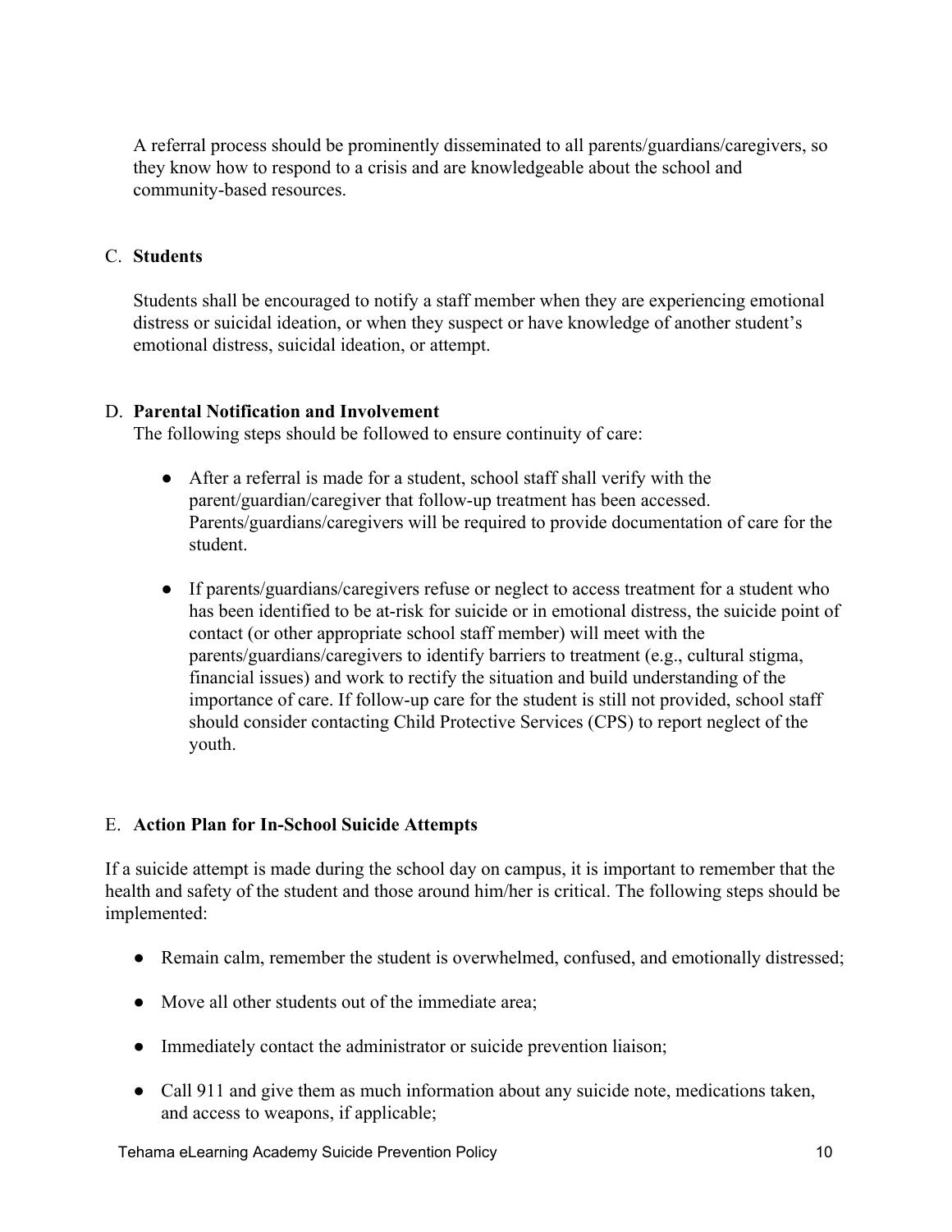A referral process should be prominently disseminated to all parents/guardians/caregivers, so they know how to respond to a crisis and are knowledgeable about the school and community-based resources.

C. **Students**

Students shall be encouraged to notify a staff member when they are experiencing emotional distress or suicidal ideation, or when they suspect or have knowledge of another student's emotional distress, suicidal ideation, or attempt.

D. **Parental Notification and Involvement**

The following steps should be followed to ensure continuity of care:

- After a referral is made for a student, school staff shall verify with the parent/guardian/caregiver that follow-up treatment has been accessed. Parents/guardians/caregivers will be required to provide documentation of care for the student.
- If parents/guardians/caregivers refuse or neglect to access treatment for a student who has been identified to be at-risk for suicide or in emotional distress, the suicide point of contact (or other appropriate school staff member) will meet with the parents/guardians/caregivers to identify barriers to treatment (e.g., cultural stigma, financial issues) and work to rectify the situation and build understanding of the importance of care. If follow-up care for the student is still not provided, school staff should consider contacting Child Protective Services (CPS) to report neglect of the youth.

E. **Action Plan for In-School Suicide Attempts**

If a suicide attempt is made during the school day on campus, it is important to remember that the health and safety of the student and those around him/her is critical. The following steps should be implemented:

- Remain calm, remember the student is overwhelmed, confused, and emotionally distressed;
- Move all other students out of the immediate area;
- Immediately contact the administrator or suicide prevention liaison;
- Call 911 and give them as much information about any suicide note, medications taken, and access to weapons, if applicable;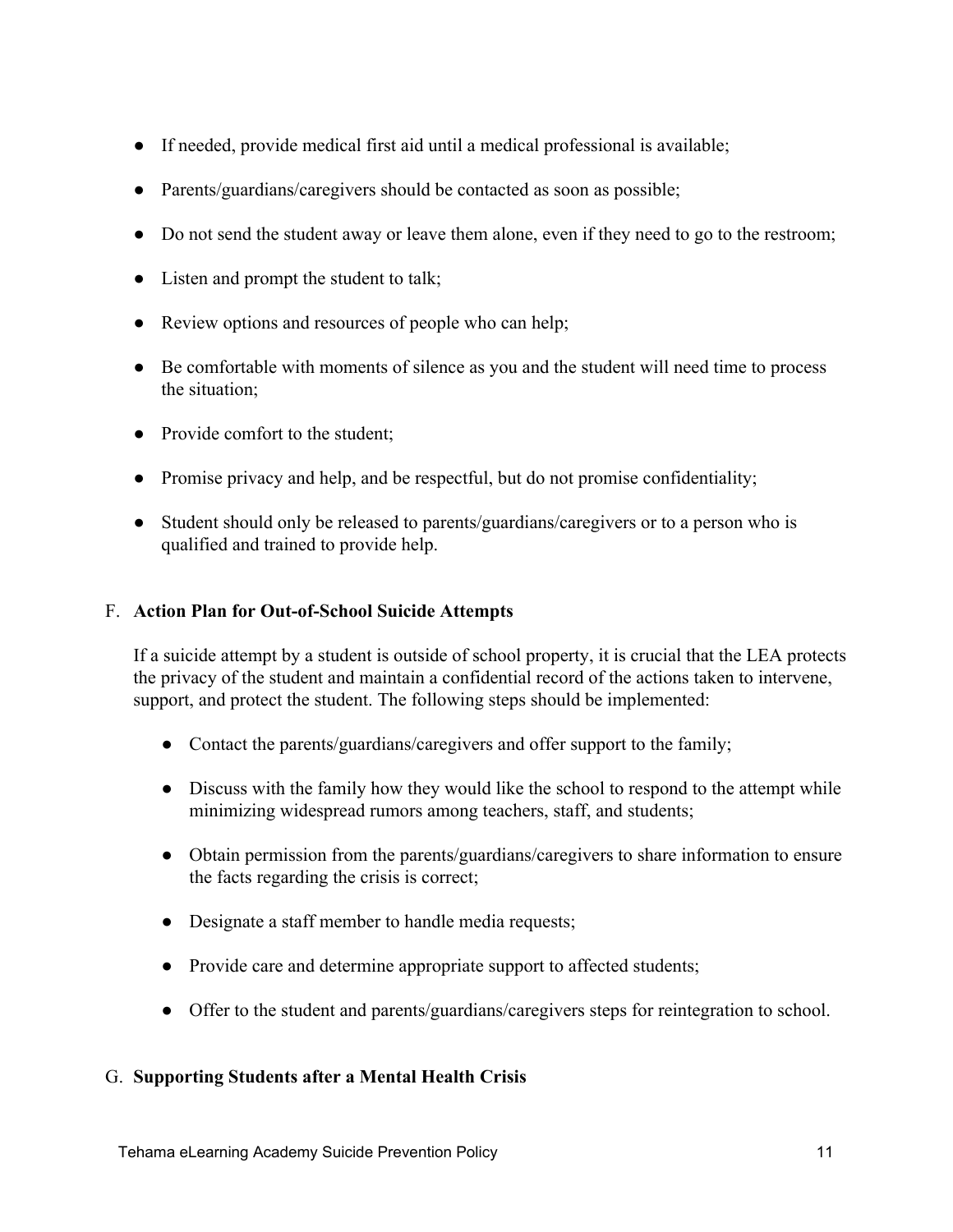- If needed, provide medical first aid until a medical professional is available;
- Parents/guardians/caregivers should be contacted as soon as possible;
- Do not send the student away or leave them alone, even if they need to go to the restroom;
- Listen and prompt the student to talk;
- Review options and resources of people who can help;
- Be comfortable with moments of silence as you and the student will need time to process the situation;
- Provide comfort to the student;
- Promise privacy and help, and be respectful, but do not promise confidentiality;
- Student should only be released to parents/guardians/caregivers or to a person who is qualified and trained to provide help.

F. **Action Plan for Out-of-School Suicide Attempts**

If a suicide attempt by a student is outside of school property, it is crucial that the LEA protects the privacy of the student and maintain a confidential record of the actions taken to intervene, support, and protect the student. The following steps should be implemented:

- Contact the parents/guardians/caregivers and offer support to the family;
- Discuss with the family how they would like the school to respond to the attempt while minimizing widespread rumors among teachers, staff, and students;
- Obtain permission from the parents/guardians/caregivers to share information to ensure the facts regarding the crisis is correct;
- Designate a staff member to handle media requests;
- Provide care and determine appropriate support to affected students;
- Offer to the student and parents/guardians/caregivers steps for reintegration to school.

G. **Supporting Students after a Mental Health Crisis**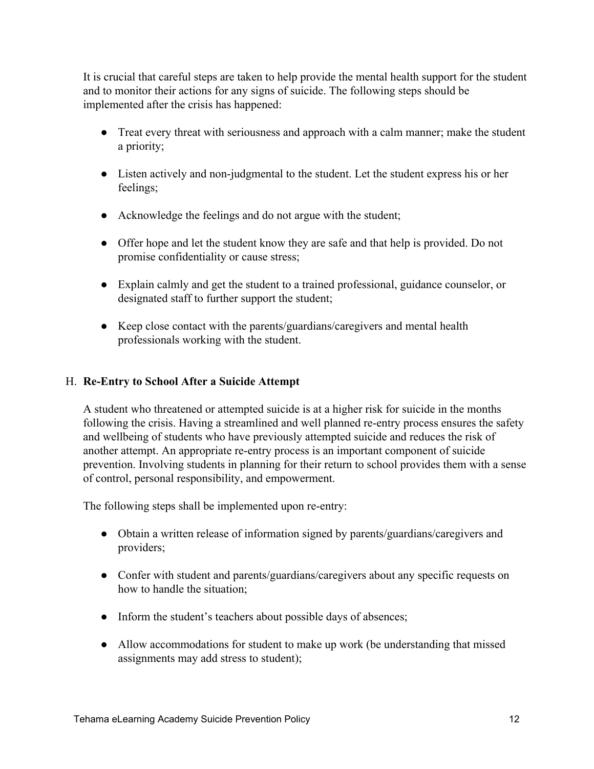It is crucial that careful steps are taken to help provide the mental health support for the student and to monitor their actions for any signs of suicide. The following steps should be implemented after the crisis has happened:

- Treat every threat with seriousness and approach with a calm manner; make the student a priority;
- Listen actively and non-judgmental to the student. Let the student express his or her feelings;
- Acknowledge the feelings and do not argue with the student;
- Offer hope and let the student know they are safe and that help is provided. Do not promise confidentiality or cause stress;
- Explain calmly and get the student to a trained professional, guidance counselor, or designated staff to further support the student;
- Keep close contact with the parents/guardians/caregivers and mental health professionals working with the student.

## H. Re-Entry to School After a Suicide Attempt

A student who threatened or attempted suicide is at a higher risk for suicide in the months following the crisis. Having a streamlined and well planned re-entry process ensures the safety and wellbeing of students who have previously attempted suicide and reduces the risk of another attempt. An appropriate re-entry process is an important component of suicide prevention. Involving students in planning for their return to school provides them with a sense of control, personal responsibility, and empowerment.

The following steps shall be implemented upon re-entry:

- Obtain a written release of information signed by parents/guardians/caregivers and providers;
- Confer with student and parents/guardians/caregivers about any specific requests on how to handle the situation;
- Inform the student's teachers about possible days of absences;
- Allow accommodations for student to make up work (be understanding that missed assignments may add stress to student);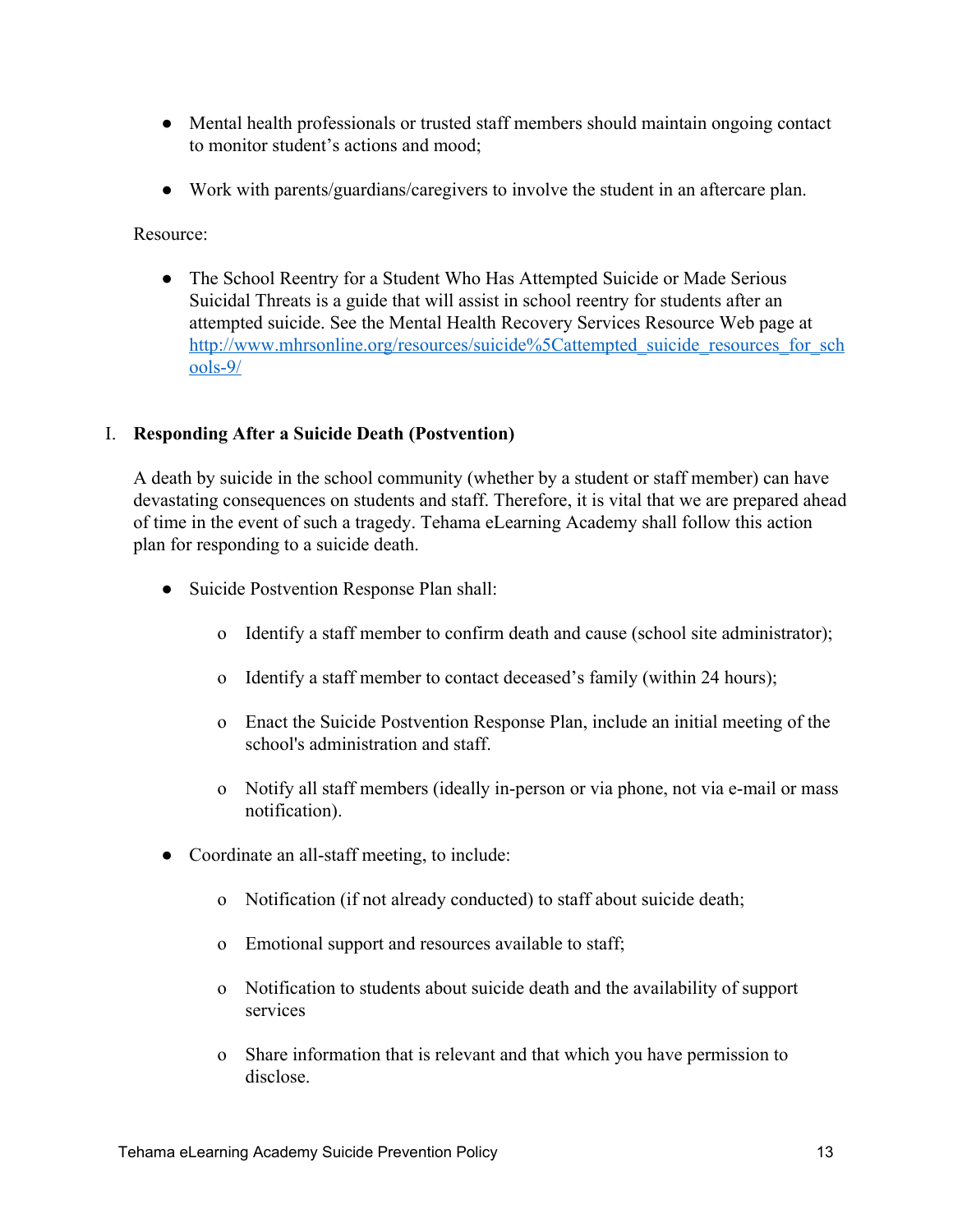- Mental health professionals or trusted staff members should maintain ongoing contact to monitor student's actions and mood;

- Work with parents/guardians/caregivers to involve the student in an aftercare plan.

Resource:

- The School Reentry for a Student Who Has Attempted Suicide or Made Serious Suicidal Threats is a guide that will assist in school reentry for students after an attempted suicide. See the Mental Health Recovery Services Resource Web page at [http://www.mhrsonline.org/resources/suicide%5Cattempted_suicide_resources_for_schools-9/](http://www.mhrsonline.org/resources/suicide%5Cattempted_suicide_resources_for_schools-9/)

## I. Responding After a Suicide Death (Postvention)

A death by suicide in the school community (whether by a student or staff member) can have devastating consequences on students and staff. Therefore, it is vital that we are prepared ahead of time in the event of such a tragedy. Tehama eLearning Academy shall follow this action plan for responding to a suicide death.

- Suicide Postvention Response Plan shall:
  - Identify a staff member to confirm death and cause (school site administrator);
  - Identify a staff member to contact deceased's family (within 24 hours);
  - Enact the Suicide Postvention Response Plan, include an initial meeting of the school's administration and staff.
  - Notify all staff members (ideally in-person or via phone, not via e-mail or mass notification).

- Coordinate an all-staff meeting, to include:
  - Notification (if not already conducted) to staff about suicide death;
  - Emotional support and resources available to staff;
  - Notification to students about suicide death and the availability of support services
  - Share information that is relevant and that which you have permission to disclose.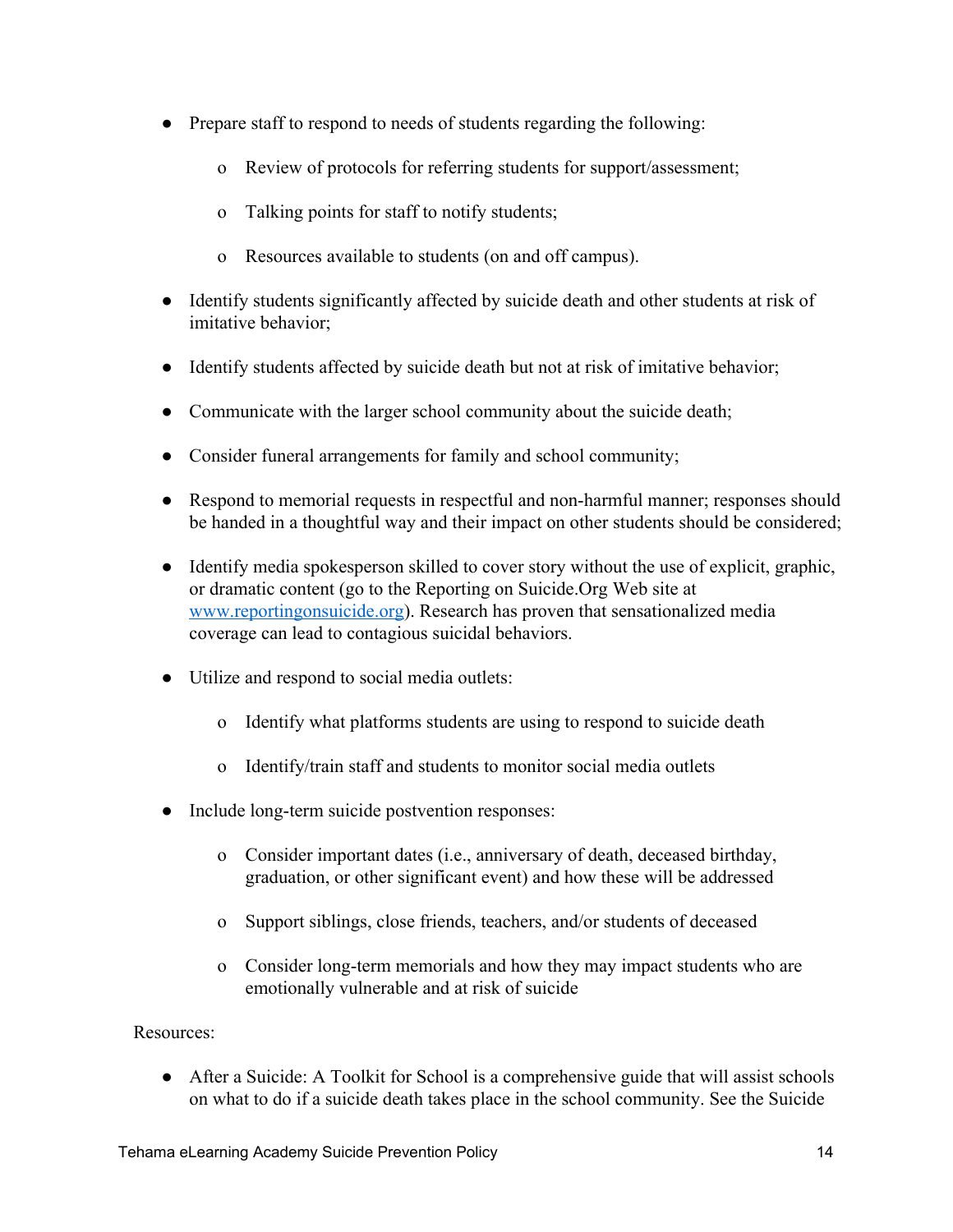- Prepare staff to respond to needs of students regarding the following:
  - Review of protocols for referring students for support/assessment;
  - Talking points for staff to notify students;
  - Resources available to students (on and off campus).
- Identify students significantly affected by suicide death and other students at risk of imitative behavior;
- Identify students affected by suicide death but not at risk of imitative behavior;
- Communicate with the larger school community about the suicide death;
- Consider funeral arrangements for family and school community;
- Respond to memorial requests in respectful and non-harmful manner; responses should be handed in a thoughtful way and their impact on other students should be considered;
- Identify media spokesperson skilled to cover story without the use of explicit, graphic, or dramatic content (go to the Reporting on Suicide.Org Web site at [www.reportingonsuicide.org](http://www.reportingonsuicide.org)). Research has proven that sensationalized media coverage can lead to contagious suicidal behaviors.
- Utilize and respond to social media outlets:
  - Identify what platforms students are using to respond to suicide death
  - Identify/train staff and students to monitor social media outlets
- Include long-term suicide postvention responses:
  - Consider important dates (i.e., anniversary of death, deceased birthday, graduation, or other significant event) and how these will be addressed
  - Support siblings, close friends, teachers, and/or students of deceased
  - Consider long-term memorials and how they may impact students who are emotionally vulnerable and at risk of suicide

Resources:

- After a Suicide: A Toolkit for School is a comprehensive guide that will assist schools on what to do if a suicide death takes place in the school community. See the Suicide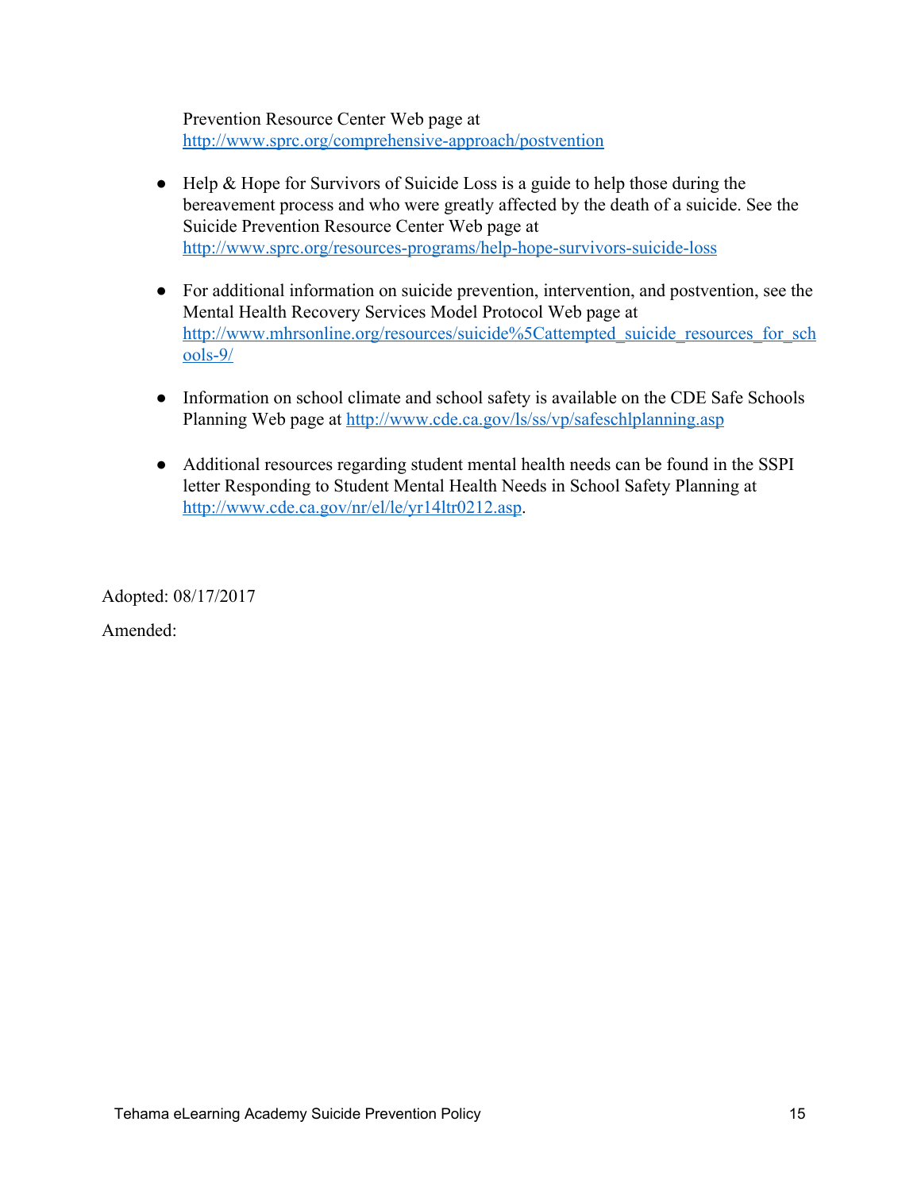Prevention Resource Center Web page at http://www.sprc.org/comprehensive-approach/postvention

- Help & Hope for Survivors of Suicide Loss is a guide to help those during the bereavement process and who were greatly affected by the death of a suicide. See the Suicide Prevention Resource Center Web page at http://www.sprc.org/resources-programs/help-hope-survivors-suicide-loss

- For additional information on suicide prevention, intervention, and postvention, see the Mental Health Recovery Services Model Protocol Web page at http://www.mhrsonline.org/resources/suicide%5Cattempted_suicide_resources_for_schools-9/

- Information on school climate and school safety is available on the CDE Safe Schools Planning Web page at http://www.cde.ca.gov/ls/ss/vp/safeschlplanning.asp

- Additional resources regarding student mental health needs can be found in the SSPI letter Responding to Student Mental Health Needs in School Safety Planning at http://www.cde.ca.gov/nr/el/le/yr14ltr0212.asp.

Adopted: 08/17/2017

Amended: